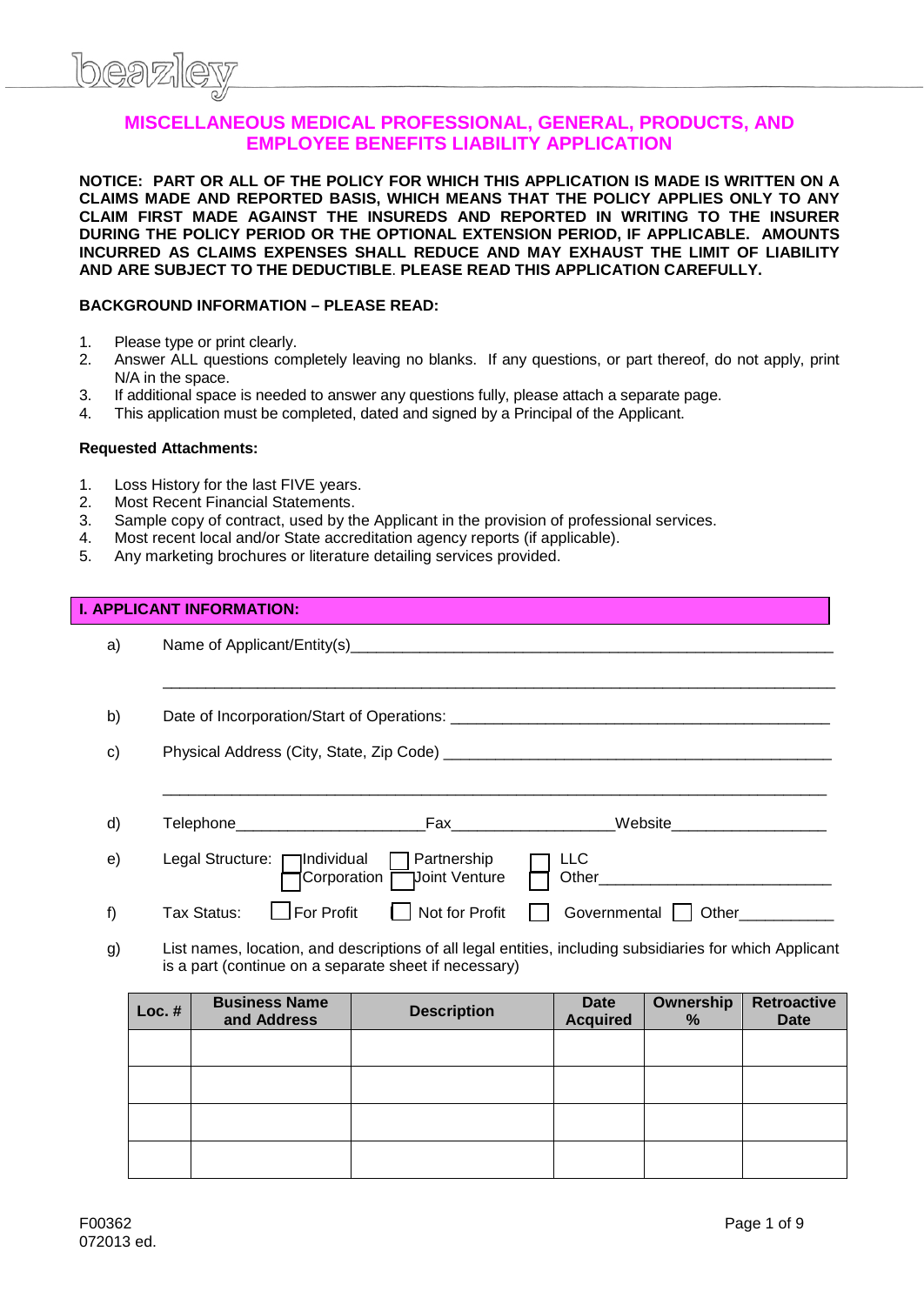# MISCELLANEOUS MEDICAL PROFESSIONAL, GENERAL, PRODUCTS, AND EMPLOYEE BENEFITS LIABILITY APPLICATION

**NOTICE: PART OR ALL OF THE POLICY FOR WHICH THIS APPLICATION IS MADE IS WRITTEN ON A CLAIMS MADE AND REPORTED BASIS, WHICH MEANS THAT THE POLICY APPLIES ONLY TO ANY CLAIM FIRST MADE AGAINST THE INSUREDS AND REPORTED IN WRITING TO THE INSURER DURING THE POLICY PERIOD OR THE OPTIONAL EXTENSION PERIOD, IF APPLICABLE. AMOUNTS INCURRED AS CLAIMS EXPENSES SHALL REDUCE AND MAY EXHAUST THE LIMIT OF LIABILITY AND ARE SUBJECT TO THE DEDUCTIBLE. PLEASE READ THIS APPLICATION CAREFULLY.**

**BACKGROUND INFORMATION – PLEASE READ:**

1. Please type or print clearly.
2. Answer ALL questions completely leaving no blanks. If any questions, or part thereof, do not apply, print N/A in the space.
3. If additional space is needed to answer any questions fully, please attach a separate page.
4. This application must be completed, dated and signed by a Principal of the Applicant.

**Requested Attachments:**

1. Loss History for the last FIVE years.
2. Most Recent Financial Statements.
3. Sample copy of contract, used by the Applicant in the provision of professional services.
4. Most recent local and/or State accreditation agency reports (if applicable).
5. Any marketing brochures or literature detailing services provided.

## I. APPLICANT INFORMATION:

a) Name of Applicant/Entity(s)______________________________________________________

______________________________________________________________________________

b) Date of Incorporation/Start of Operations: ___________________________________________

c) Physical Address (City, State, Zip Code) _____________________________________________

______________________________________________________________________________

d) Telephone_____________________ Fax__________________ Website_________________

e) Legal Structure: ☐ Individual ☐ Partnership ☐ LLC ☐ Corporation ☐ Joint Venture ☐ Other___________________________

f) Tax Status: ☐ For Profit ☐ Not for Profit ☐ Governmental ☐ Other___________

g) List names, location, and descriptions of all legal entities, including subsidiaries for which Applicant is a part (continue on a separate sheet if necessary)

| Loc. # | Business Name and Address | Description | Date Acquired | Ownership % | Retroactive Date |
|---|---|---|---|---|---|
| | | | | | |
| | | | | | |
| | | | | | |
| | | | | | |

F00362
072013 ed.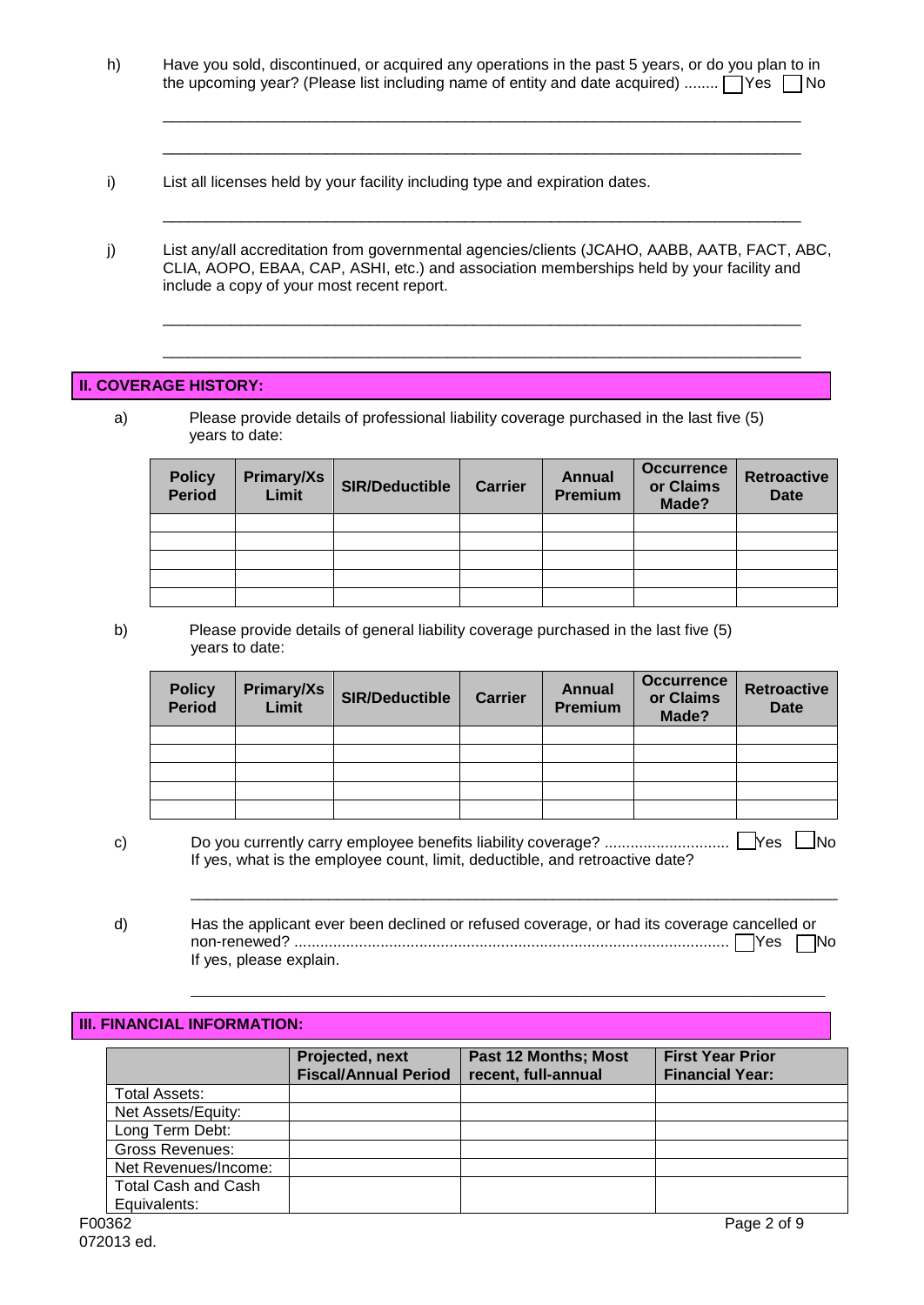h) Have you sold, discontinued, or acquired any operations in the past 5 years, or do you plan to in the upcoming year? (Please list including name of entity and date acquired) ........ ☐ Yes ☐ No

_______________________________________________________________________________

_______________________________________________________________________________

i) List all licenses held by your facility including type and expiration dates.

_______________________________________________________________________________

j) List any/all accreditation from governmental agencies/clients (JCAHO, AABB, AATB, FACT, ABC, CLIA, AOPO, EBAA, CAP, ASHI, etc.) and association memberships held by your facility and include a copy of your most recent report.

_______________________________________________________________________________

_______________________________________________________________________________

## II. COVERAGE HISTORY:

a) Please provide details of professional liability coverage purchased in the last five (5) years to date:

| Policy Period | Primary/Xs Limit | SIR/Deductible | Carrier | Annual Premium | Occurrence or Claims Made? | Retroactive Date |
|---|---|---|---|---|---|---|
| | | | | | | |
| | | | | | | |
| | | | | | | |
| | | | | | | |
| | | | | | | |

b) Please provide details of general liability coverage purchased in the last five (5) years to date:

| Policy Period | Primary/Xs Limit | SIR/Deductible | Carrier | Annual Premium | Occurrence or Claims Made? | Retroactive Date |
|---|---|---|---|---|---|---|
| | | | | | | |
| | | | | | | |
| | | | | | | |
| | | | | | | |
| | | | | | | |

c) Do you currently carry employee benefits liability coverage? ............................ ☐ Yes ☐ No
If yes, what is the employee count, limit, deductible, and retroactive date?

_______________________________________________________________________________

d) Has the applicant ever been declined or refused coverage, or had its coverage cancelled or non-renewed? .................................................................................................... ☐ Yes ☐ No
If yes, please explain.

_______________________________________________________________________________

## III. FINANCIAL INFORMATION:

| | Projected, next Fiscal/Annual Period | Past 12 Months; Most recent, full-annual | First Year Prior Financial Year: |
|---|---|---|---|
| Total Assets: | | | |
| Net Assets/Equity: | | | |
| Long Term Debt: | | | |
| Gross Revenues: | | | |
| Net Revenues/Income: | | | |
| Total Cash and Cash Equivalents: | | | |

F00362
072013 ed.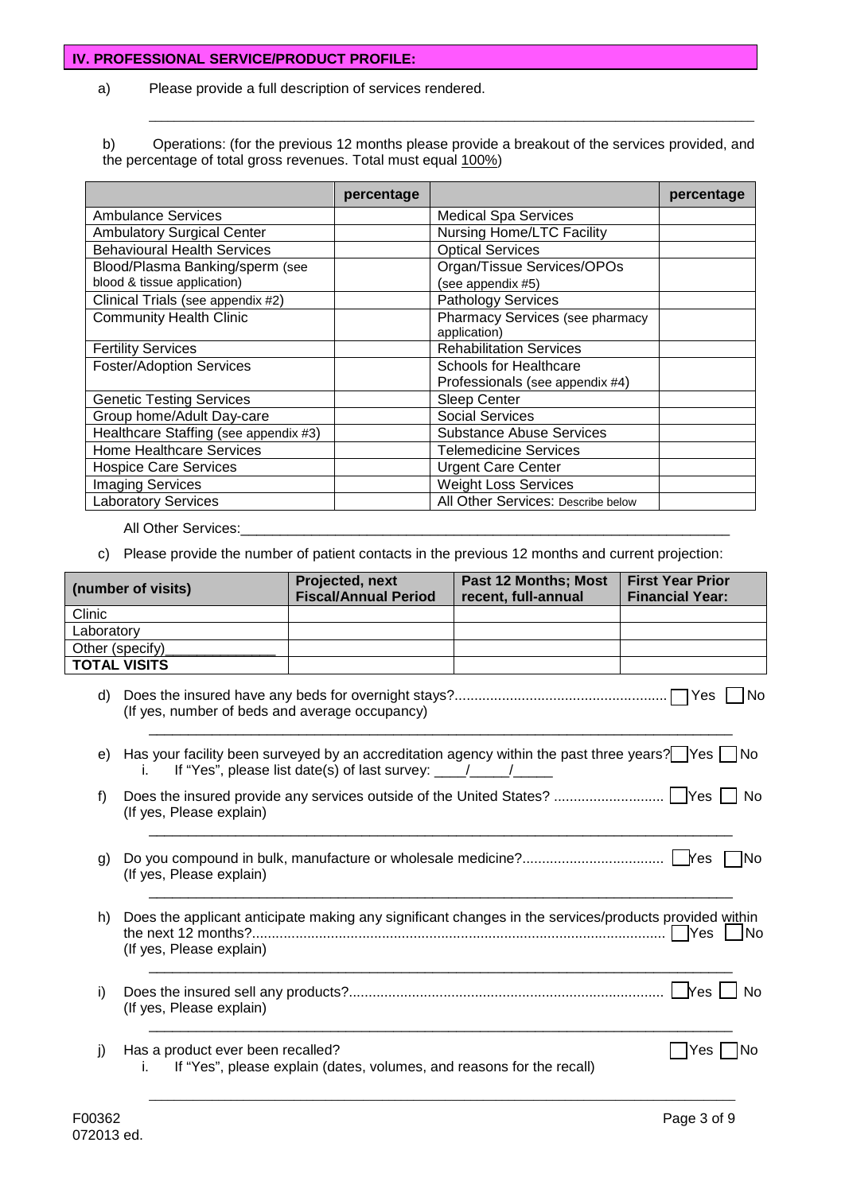## IV. PROFESSIONAL SERVICE/PRODUCT PROFILE:

a) Please provide a full description of services rendered.

_______________________________________________________________________________

b) Operations: (for the previous 12 months please provide a breakout of the services provided, and the percentage of total gross revenues. Total must equal 100%)

| | percentage | | percentage |
|---|---|---|---|
| Ambulance Services | | Medical Spa Services | |
| Ambulatory Surgical Center | | Nursing Home/LTC Facility | |
| Behavioural Health Services | | Optical Services | |
| Blood/Plasma Banking/sperm (see blood & tissue application) | | Organ/Tissue Services/OPOs (see appendix #5) | |
| Clinical Trials (see appendix #2) | | Pathology Services | |
| Community Health Clinic | | Pharmacy Services (see pharmacy application) | |
| Fertility Services | | Rehabilitation Services | |
| Foster/Adoption Services | | Schools for Healthcare Professionals (see appendix #4) | |
| Genetic Testing Services | | Sleep Center | |
| Group home/Adult Day-care | | Social Services | |
| Healthcare Staffing (see appendix #3) | | Substance Abuse Services | |
| Home Healthcare Services | | Telemedicine Services | |
| Hospice Care Services | | Urgent Care Center | |
| Imaging Services | | Weight Loss Services | |
| Laboratory Services | | All Other Services: Describe below | |

All Other Services:_______________________________________________________________

c) Please provide the number of patient contacts in the previous 12 months and current projection:

| (number of visits) | Projected, next Fiscal/Annual Period | Past 12 Months; Most recent, full-annual | First Year Prior Financial Year: |
|---|---|---|---|
| Clinic | | | |
| Laboratory | | | |
| Other (specify)______________ | | | |
| **TOTAL VISITS** | | | |

d) Does the insured have any beds for overnight stays?...................................................... ☐ Yes ☐ No
(If yes, number of beds and average occupancy)

_______________________________________________________________________________

e) Has your facility been surveyed by an accreditation agency within the past three years? ☐ Yes ☐ No
   i. If "Yes", please list date(s) of last survey: ____/_____/_____

f) Does the insured provide any services outside of the United States? ............................ ☐ Yes ☐ No
(If yes, Please explain)

_______________________________________________________________________________

g) Do you compound in bulk, manufacture or wholesale medicine?.................................... ☐ Yes ☐ No
(If yes, Please explain)

_______________________________________________________________________________

h) Does the applicant anticipate making any significant changes in the services/products provided within the next 12 months?........................................................................................................ ☐ Yes ☐ No
(If yes, Please explain)

_______________________________________________________________________________

i) Does the insured sell any products?............................................................................... ☐ Yes ☐ No
(If yes, Please explain)

_______________________________________________________________________________

j) Has a product ever been recalled? ☐ Yes ☐ No
   i. If "Yes", please explain (dates, volumes, and reasons for the recall)

_______________________________________________________________________________

F00362
072013 ed.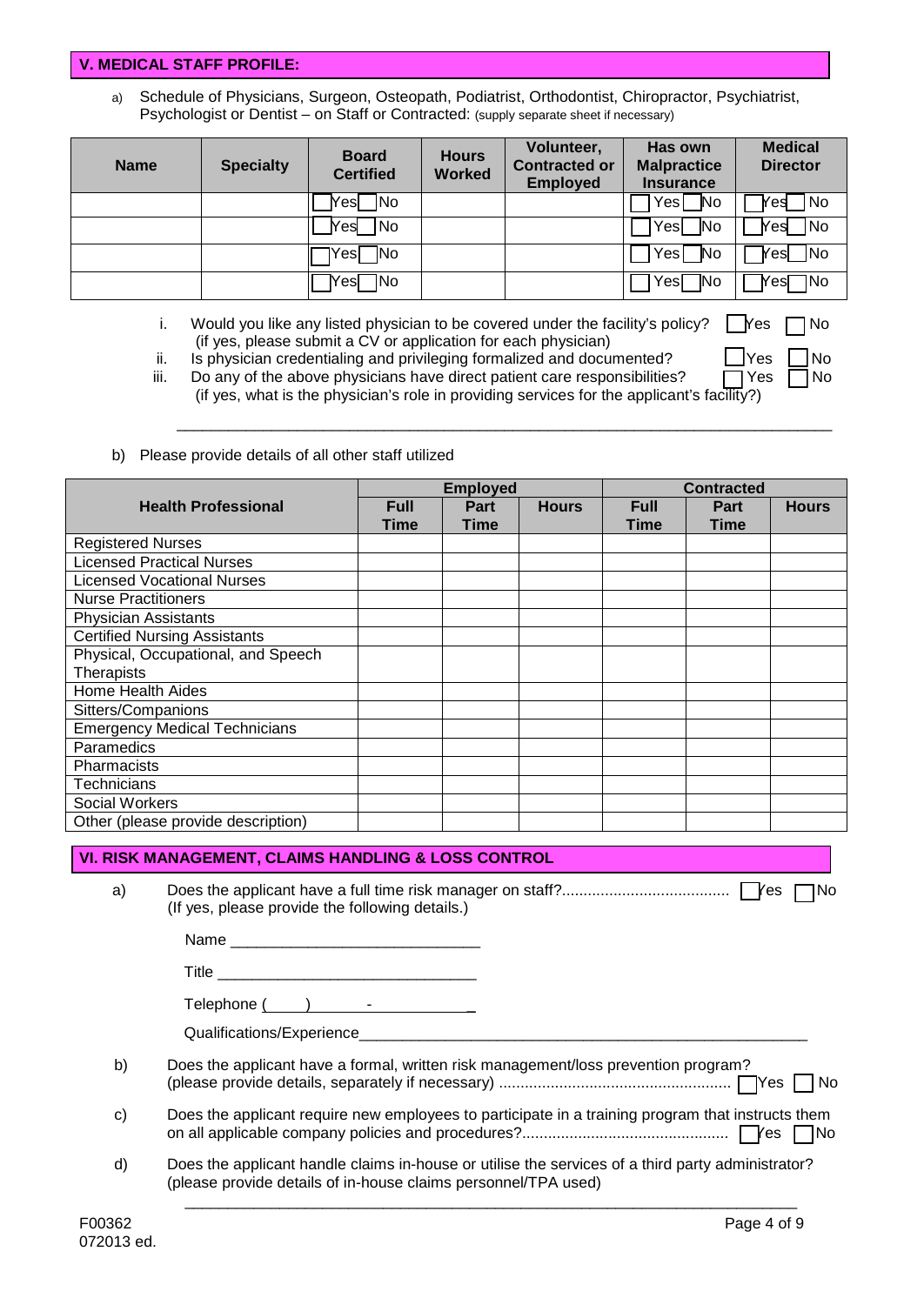## V. MEDICAL STAFF PROFILE:

a) Schedule of Physicians, Surgeon, Osteopath, Podiatrist, Orthodontist, Chiropractor, Psychiatrist, Psychologist or Dentist – on Staff or Contracted: (supply separate sheet if necessary)

| Name | Specialty | Board Certified | Hours Worked | Volunteer, Contracted or Employed | Has own Malpractice Insurance | Medical Director |
|---|---|---|---|---|---|---|
| | | ☐ Yes ☐ No | | | ☐ Yes ☐ No | ☐ Yes ☐ No |
| | | ☐ Yes ☐ No | | | ☐ Yes ☐ No | ☐ Yes ☐ No |
| | | ☐ Yes ☐ No | | | ☐ Yes ☐ No | ☐ Yes ☐ No |
| | | ☐ Yes ☐ No | | | ☐ Yes ☐ No | ☐ Yes ☐ No |

i. Would you like any listed physician to be covered under the facility's policy? ☐ Yes ☐ No
(if yes, please submit a CV or application for each physician)

ii. Is physician credentialing and privileging formalized and documented? ☐ Yes ☐ No

iii. Do any of the above physicians have direct patient care responsibilities? ☐ Yes ☐ No
(if yes, what is the physician's role in providing services for the applicant's facility?)

______________________________________________________________________________

b) Please provide details of all other staff utilized

| Health Professional | Employed | | | Contracted | | |
|---|---|---|---|---|---|---|
| | Full Time | Part Time | Hours | Full Time | Part Time | Hours |
| Registered Nurses | | | | | | |
| Licensed Practical Nurses | | | | | | |
| Licensed Vocational Nurses | | | | | | |
| Nurse Practitioners | | | | | | |
| Physician Assistants | | | | | | |
| Certified Nursing Assistants | | | | | | |
| Physical, Occupational, and Speech Therapists | | | | | | |
| Home Health Aides | | | | | | |
| Sitters/Companions | | | | | | |
| Emergency Medical Technicians | | | | | | |
| Paramedics | | | | | | |
| Pharmacists | | | | | | |
| Technicians | | | | | | |
| Social Workers | | | | | | |
| Other (please provide description) | | | | | | |

## VI. RISK MANAGEMENT, CLAIMS HANDLING & LOSS CONTROL

a) Does the applicant have a full time risk manager on staff?...................................... ☐ Yes ☐ No
(If yes, please provide the following details.)

Name ____________________________

Title ______________________________

Telephone (____) ______-___________

Qualifications/Experience______________________________________________________

b) Does the applicant have a formal, written risk management/loss prevention program? (please provide details, separately if necessary) ..................................................... ☐ Yes ☐ No

c) Does the applicant require new employees to participate in a training program that instructs them on all applicable company policies and procedures?............................................... ☐ Yes ☐ No

d) Does the applicant handle claims in-house or utilise the services of a third party administrator? (please provide details of in-house claims personnel/TPA used)

______________________________________________________________________________

F00362
072013 ed.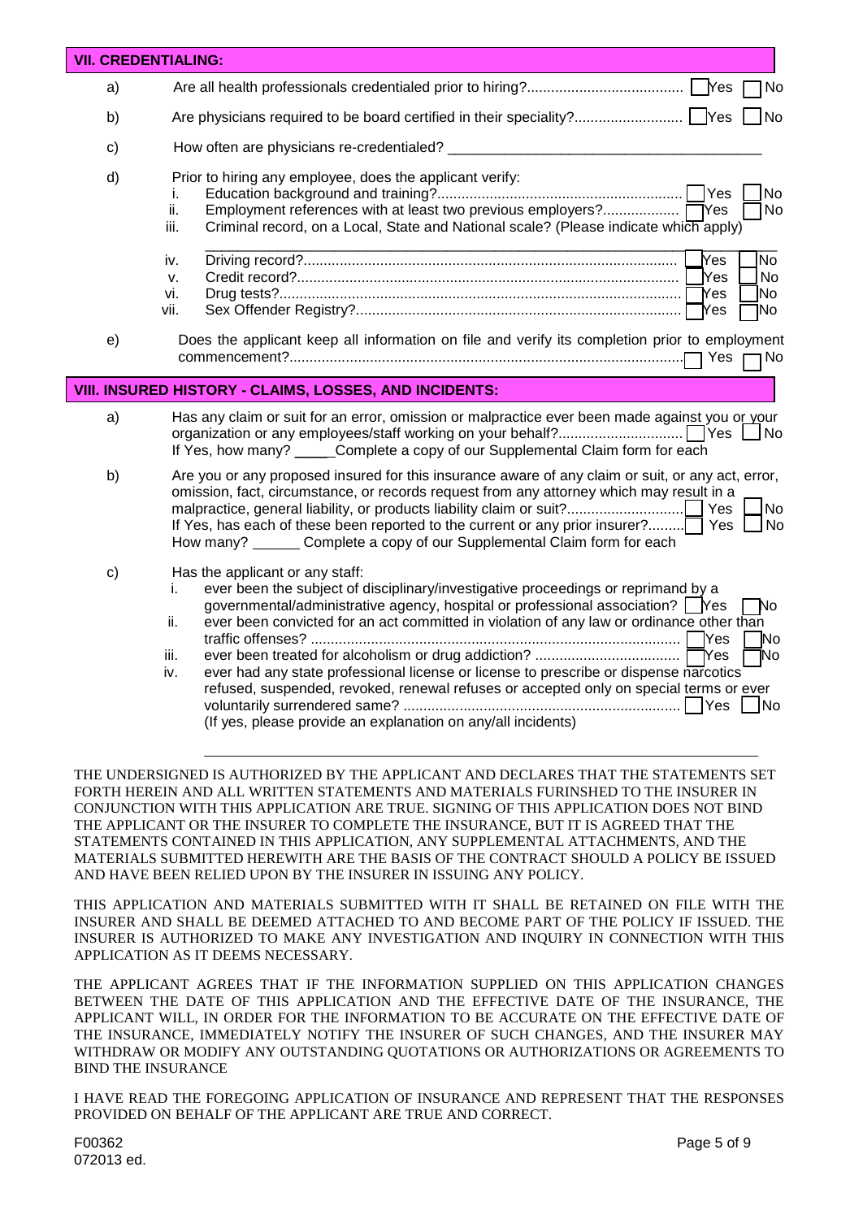## VII. CREDENTIALING:

a) Are all health professionals credentialed prior to hiring?....................................... ☐ Yes ☐ No

b) Are physicians required to be board certified in their speciality?........................... ☐ Yes ☐ No

c) How often are physicians re-credentialed? _______________________________________

d) Prior to hiring any employee, does the applicant verify:

   i. Education background and training?............................................................ ☐ Yes ☐ No
   ii. Employment references with at least two previous employers?.................. ☐ Yes ☐ No
   iii. Criminal record, on a Local, State and National scale? (Please indicate which apply)

   _______________________________________________________________________

   iv. Driving record?............................................................................................ ☐ Yes ☐ No
   v. Credit record?.............................................................................................. ☐ Yes ☐ No
   vi. Drug tests?.................................................................................................. ☐ Yes ☐ No
   vii. Sex Offender Registry?................................................................................ ☐ Yes ☐ No

e) Does the applicant keep all information on file and verify its completion prior to employment commencement?.................................................................................................. ☐ Yes ☐ No

## VIII. INSURED HISTORY - CLAIMS, LOSSES, AND INCIDENTS:

a) Has any claim or suit for an error, omission or malpractice ever been made against you or your organization or any employees/staff working on your behalf?.............................. ☐ Yes ☐ No
   If Yes, how many? _____ Complete a copy of our Supplemental Claim form for each

b) Are you or any proposed insured for this insurance aware of any claim or suit, or any act, error, omission, fact, circumstance, or records request from any attorney which may result in a malpractice, general liability, or products liability claim or suit?............................ ☐ Yes ☐ No
   If Yes, has each of these been reported to the current or any prior insurer?......... ☐ Yes ☐ No
   How many? ______ Complete a copy of our Supplemental Claim form for each

c) Has the applicant or any staff:

   i. ever been the subject of disciplinary/investigative proceedings or reprimand by a governmental/administrative agency, hospital or professional association? ☐ Yes ☐ No
   ii. ever been convicted for an act committed in violation of any law or ordinance other than traffic offenses? ............................................................................................ ☐ Yes ☐ No
   iii. ever been treated for alcoholism or drug addiction? .................................... ☐ Yes ☐ No
   iv. ever had any state professional license or license to prescribe or dispense narcotics refused, suspended, revoked, renewal refuses or accepted only on special terms or ever voluntarily surrendered same? .................................................................... ☐ Yes ☐ No
   (If yes, please provide an explanation on any/all incidents)

   _______________________________________________________________________

THE UNDERSIGNED IS AUTHORIZED BY THE APPLICANT AND DECLARES THAT THE STATEMENTS SET FORTH HEREIN AND ALL WRITTEN STATEMENTS AND MATERIALS FURINSHED TO THE INSURER IN CONJUNCTION WITH THIS APPLICATION ARE TRUE. SIGNING OF THIS APPLICATION DOES NOT BIND THE APPLICANT OR THE INSURER TO COMPLETE THE INSURANCE, BUT IT IS AGREED THAT THE STATEMENTS CONTAINED IN THIS APPLICATION, ANY SUPPLEMENTAL ATTACHMENTS, AND THE MATERIALS SUBMITTED HEREWITH ARE THE BASIS OF THE CONTRACT SHOULD A POLICY BE ISSUED AND HAVE BEEN RELIED UPON BY THE INSURER IN ISSUING ANY POLICY.

THIS APPLICATION AND MATERIALS SUBMITTED WITH IT SHALL BE RETAINED ON FILE WITH THE INSURER AND SHALL BE DEEMED ATTACHED TO AND BECOME PART OF THE POLICY IF ISSUED. THE INSURER IS AUTHORIZED TO MAKE ANY INVESTIGATION AND INQUIRY IN CONNECTION WITH THIS APPLICATION AS IT DEEMS NECESSARY.

THE APPLICANT AGREES THAT IF THE INFORMATION SUPPLIED ON THIS APPLICATION CHANGES BETWEEN THE DATE OF THIS APPLICATION AND THE EFFECTIVE DATE OF THE INSURANCE, THE APPLICANT WILL, IN ORDER FOR THE INFORMATION TO BE ACCURATE ON THE EFFECTIVE DATE OF THE INSURANCE, IMMEDIATELY NOTIFY THE INSURER OF SUCH CHANGES, AND THE INSURER MAY WITHDRAW OR MODIFY ANY OUTSTANDING QUOTATIONS OR AUTHORIZATIONS OR AGREEMENTS TO BIND THE INSURANCE

I HAVE READ THE FOREGOING APPLICATION OF INSURANCE AND REPRESENT THAT THE RESPONSES PROVIDED ON BEHALF OF THE APPLICANT ARE TRUE AND CORRECT.

F00362
072013 ed.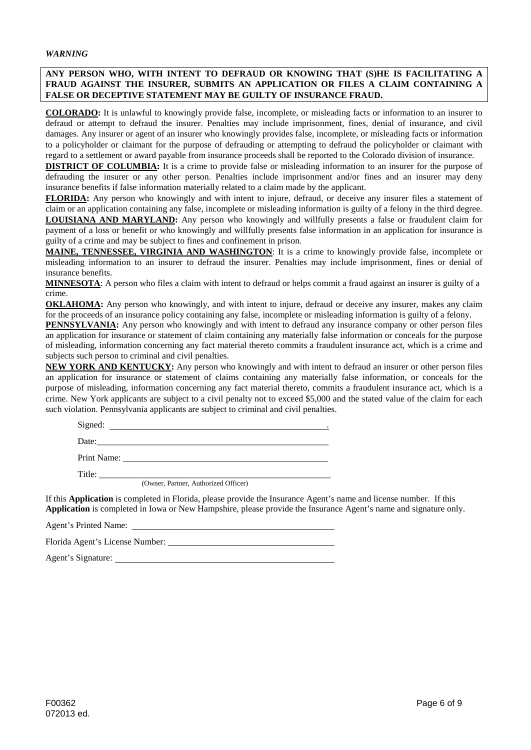***WARNING***

**ANY PERSON WHO, WITH INTENT TO DEFRAUD OR KNOWING THAT (S)HE IS FACILITATING A FRAUD AGAINST THE INSURER, SUBMITS AN APPLICATION OR FILES A CLAIM CONTAINING A FALSE OR DECEPTIVE STATEMENT MAY BE GUILTY OF INSURANCE FRAUD.**

**COLORADO:** It is unlawful to knowingly provide false, incomplete, or misleading facts or information to an insurer to defraud or attempt to defraud the insurer. Penalties may include imprisonment, fines, denial of insurance, and civil damages. Any insurer or agent of an insurer who knowingly provides false, incomplete, or misleading facts or information to a policyholder or claimant for the purpose of defrauding or attempting to defraud the policyholder or claimant with regard to a settlement or award payable from insurance proceeds shall be reported to the Colorado division of insurance.

**DISTRICT OF COLUMBIA:** It is a crime to provide false or misleading information to an insurer for the purpose of defrauding the insurer or any other person. Penalties include imprisonment and/or fines and an insurer may deny insurance benefits if false information materially related to a claim made by the applicant.

**FLORIDA:** Any person who knowingly and with intent to injure, defraud, or deceive any insurer files a statement of claim or an application containing any false, incomplete or misleading information is guilty of a felony in the third degree.

**LOUISIANA AND MARYLAND:** Any person who knowingly and willfully presents a false or fraudulent claim for payment of a loss or benefit or who knowingly and willfully presents false information in an application for insurance is guilty of a crime and may be subject to fines and confinement in prison.

**MAINE, TENNESSEE, VIRGINIA AND WASHINGTON**: It is a crime to knowingly provide false, incomplete or misleading information to an insurer to defraud the insurer. Penalties may include imprisonment, fines or denial of insurance benefits.

**MINNESOTA**: A person who files a claim with intent to defraud or helps commit a fraud against an insurer is guilty of a crime.

**OKLAHOMA:** Any person who knowingly, and with intent to injure, defraud or deceive any insurer, makes any claim for the proceeds of an insurance policy containing any false, incomplete or misleading information is guilty of a felony.

**PENNSYLVANIA:** Any person who knowingly and with intent to defraud any insurance company or other person files an application for insurance or statement of claim containing any materially false information or conceals for the purpose of misleading, information concerning any fact material thereto commits a fraudulent insurance act, which is a crime and subjects such person to criminal and civil penalties.

**NEW YORK AND KENTUCKY:** Any person who knowingly and with intent to defraud an insurer or other person files an application for insurance or statement of claims containing any materially false information, or conceals for the purpose of misleading, information concerning any fact material thereto, commits a fraudulent insurance act, which is a crime. New York applicants are subject to a civil penalty not to exceed $5,000 and the stated value of the claim for each such violation. Pennsylvania applicants are subject to criminal and civil penalties.

Signed: \_\_\_\_\_\_\_\_\_\_\_\_\_\_\_\_\_\_\_\_\_\_\_\_\_\_\_\_\_\_\_\_\_\_\_\_\_\_\_\_.

Date: \_\_\_\_\_\_\_\_\_\_\_\_\_\_\_\_\_\_\_\_\_\_\_\_\_\_\_\_\_\_\_\_\_\_\_\_\_\_\_\_

Print Name: \_\_\_\_\_\_\_\_\_\_\_\_\_\_\_\_\_\_\_\_\_\_\_\_\_\_\_\_\_\_\_\_\_\_\_\_\_\_\_\_

Title: \_\_\_\_\_\_\_\_\_\_\_\_\_\_\_\_\_\_\_\_\_\_\_\_\_\_\_\_\_\_\_\_\_\_\_\_\_\_\_\_
(Owner, Partner, Authorized Officer)

If this **Application** is completed in Florida, please provide the Insurance Agent's name and license number. If this **Application** is completed in Iowa or New Hampshire, please provide the Insurance Agent's name and signature only.

Agent's Printed Name: \_\_\_\_\_\_\_\_\_\_\_\_\_\_\_\_\_\_\_\_\_\_\_\_\_\_\_\_\_\_\_\_\_\_\_\_\_\_\_\_

Florida Agent's License Number: \_\_\_\_\_\_\_\_\_\_\_\_\_\_\_\_\_\_\_\_\_\_\_\_\_\_\_\_\_\_\_\_\_\_\_\_\_\_\_\_

Agent's Signature: \_\_\_\_\_\_\_\_\_\_\_\_\_\_\_\_\_\_\_\_\_\_\_\_\_\_\_\_\_\_\_\_\_\_\_\_\_\_\_\_

F00362
072013 ed.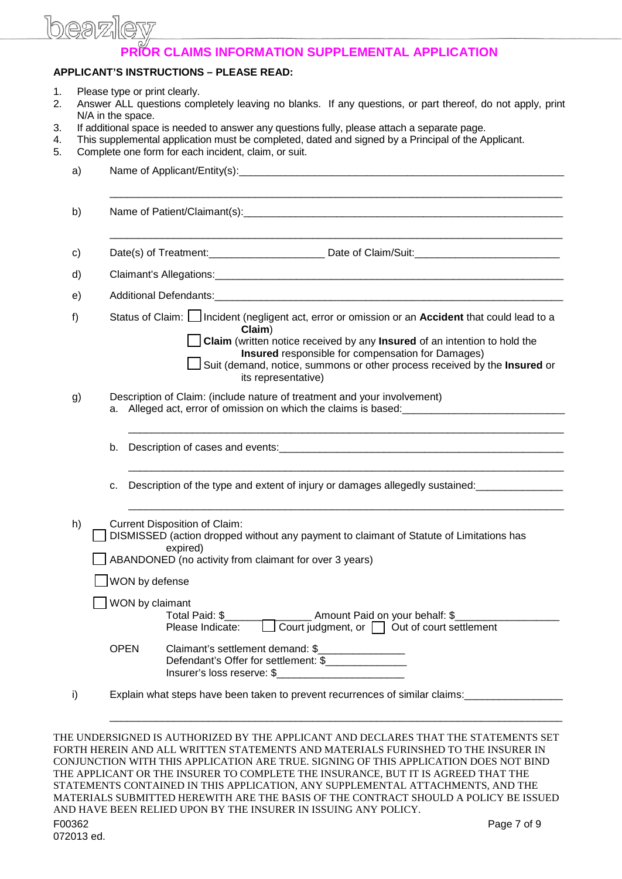# PRIOR CLAIMS INFORMATION SUPPLEMENTAL APPLICATION

**APPLICANT'S INSTRUCTIONS – PLEASE READ:**

1. Please type or print clearly.
2. Answer ALL questions completely leaving no blanks. If any questions, or part thereof, do not apply, print N/A in the space.
3. If additional space is needed to answer any questions fully, please attach a separate page.
4. This supplemental application must be completed, dated and signed by a Principal of the Applicant.
5. Complete one form for each incident, claim, or suit.

a) Name of Applicant/Entity(s):______________________________________________________________

______________________________________________________________________________

b) Name of Patient/Claimant(s):______________________________________________________________

______________________________________________________________________________

c) Date(s) of Treatment:____________________ Date of Claim/Suit:_________________________

d) Claimant's Allegations:______________________________________________________________

e) Additional Defendants:______________________________________________________________

f) Status of Claim:
- ☐ Incident (negligent act, error or omission or an **Accident** that could lead to a **Claim**)
- ☐ **Claim** (written notice received by any **Insured** of an intention to hold the **Insured** responsible for compensation for Damages)
- ☐ Suit (demand, notice, summons or other process received by the **Insured** or its representative)

g) Description of Claim: (include nature of treatment and your involvement)

a. Alleged act, error of omission on which the claims is based:____________________________

______________________________________________________________________________

b. Description of cases and events:__________________________________________________

______________________________________________________________________________

c. Description of the type and extent of injury or damages allegedly sustained:_______________

______________________________________________________________________________

h) Current Disposition of Claim:
- ☐ DISMISSED (action dropped without any payment to claimant of Statute of Limitations has expired)
- ☐ ABANDONED (no activity from claimant for over 3 years)
- ☐ WON by defense
- ☐ WON by claimant
  - Total Paid: $_______________ Amount Paid on your behalf: $__________________
  - Please Indicate: ☐ Court judgment, or ☐ Out of court settlement
- OPEN
  - Claimant's settlement demand: $_______________
  - Defendant's Offer for settlement: $______________
  - Insurer's loss reserve: $______________________

i) Explain what steps have been taken to prevent recurrences of similar claims:_________________

______________________________________________________________________________

THE UNDERSIGNED IS AUTHORIZED BY THE APPLICANT AND DECLARES THAT THE STATEMENTS SET FORTH HEREIN AND ALL WRITTEN STATEMENTS AND MATERIALS FURNISHED TO THE INSURER IN CONJUNCTION WITH THIS APPLICATION ARE TRUE. SIGNING OF THIS APPLICATION DOES NOT BIND THE APPLICANT OR THE INSURER TO COMPLETE THE INSURANCE, BUT IT IS AGREED THAT THE STATEMENTS CONTAINED IN THIS APPLICATION, ANY SUPPLEMENTAL ATTACHMENTS, AND THE MATERIALS SUBMITTED HEREWITH ARE THE BASIS OF THE CONTRACT SHOULD A POLICY BE ISSUED AND HAVE BEEN RELIED UPON BY THE INSURER IN ISSUING ANY POLICY.

F00362
072013 ed.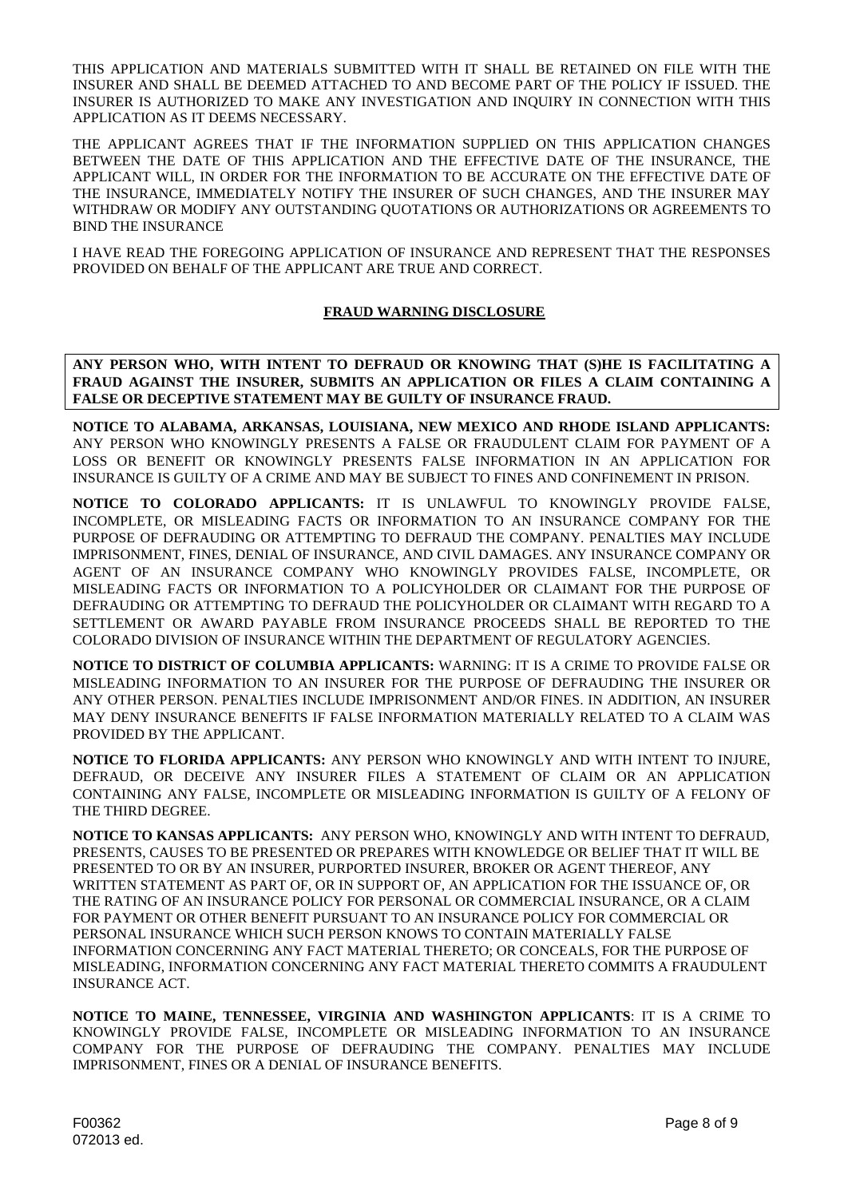THIS APPLICATION AND MATERIALS SUBMITTED WITH IT SHALL BE RETAINED ON FILE WITH THE INSURER AND SHALL BE DEEMED ATTACHED TO AND BECOME PART OF THE POLICY IF ISSUED. THE INSURER IS AUTHORIZED TO MAKE ANY INVESTIGATION AND INQUIRY IN CONNECTION WITH THIS APPLICATION AS IT DEEMS NECESSARY.

THE APPLICANT AGREES THAT IF THE INFORMATION SUPPLIED ON THIS APPLICATION CHANGES BETWEEN THE DATE OF THIS APPLICATION AND THE EFFECTIVE DATE OF THE INSURANCE, THE APPLICANT WILL, IN ORDER FOR THE INFORMATION TO BE ACCURATE ON THE EFFECTIVE DATE OF THE INSURANCE, IMMEDIATELY NOTIFY THE INSURER OF SUCH CHANGES, AND THE INSURER MAY WITHDRAW OR MODIFY ANY OUTSTANDING QUOTATIONS OR AUTHORIZATIONS OR AGREEMENTS TO BIND THE INSURANCE

I HAVE READ THE FOREGOING APPLICATION OF INSURANCE AND REPRESENT THAT THE RESPONSES PROVIDED ON BEHALF OF THE APPLICANT ARE TRUE AND CORRECT.

## FRAUD WARNING DISCLOSURE

**ANY PERSON WHO, WITH INTENT TO DEFRAUD OR KNOWING THAT (S)HE IS FACILITATING A FRAUD AGAINST THE INSURER, SUBMITS AN APPLICATION OR FILES A CLAIM CONTAINING A FALSE OR DECEPTIVE STATEMENT MAY BE GUILTY OF INSURANCE FRAUD.**

**NOTICE TO ALABAMA, ARKANSAS, LOUISIANA, NEW MEXICO AND RHODE ISLAND APPLICANTS:** ANY PERSON WHO KNOWINGLY PRESENTS A FALSE OR FRAUDULENT CLAIM FOR PAYMENT OF A LOSS OR BENEFIT OR KNOWINGLY PRESENTS FALSE INFORMATION IN AN APPLICATION FOR INSURANCE IS GUILTY OF A CRIME AND MAY BE SUBJECT TO FINES AND CONFINEMENT IN PRISON.

**NOTICE TO COLORADO APPLICANTS:** IT IS UNLAWFUL TO KNOWINGLY PROVIDE FALSE, INCOMPLETE, OR MISLEADING FACTS OR INFORMATION TO AN INSURANCE COMPANY FOR THE PURPOSE OF DEFRAUDING OR ATTEMPTING TO DEFRAUD THE COMPANY. PENALTIES MAY INCLUDE IMPRISONMENT, FINES, DENIAL OF INSURANCE, AND CIVIL DAMAGES. ANY INSURANCE COMPANY OR AGENT OF AN INSURANCE COMPANY WHO KNOWINGLY PROVIDES FALSE, INCOMPLETE, OR MISLEADING FACTS OR INFORMATION TO A POLICYHOLDER OR CLAIMANT FOR THE PURPOSE OF DEFRAUDING OR ATTEMPTING TO DEFRAUD THE POLICYHOLDER OR CLAIMANT WITH REGARD TO A SETTLEMENT OR AWARD PAYABLE FROM INSURANCE PROCEEDS SHALL BE REPORTED TO THE COLORADO DIVISION OF INSURANCE WITHIN THE DEPARTMENT OF REGULATORY AGENCIES.

**NOTICE TO DISTRICT OF COLUMBIA APPLICANTS:** WARNING: IT IS A CRIME TO PROVIDE FALSE OR MISLEADING INFORMATION TO AN INSURER FOR THE PURPOSE OF DEFRAUDING THE INSURER OR ANY OTHER PERSON. PENALTIES INCLUDE IMPRISONMENT AND/OR FINES. IN ADDITION, AN INSURER MAY DENY INSURANCE BENEFITS IF FALSE INFORMATION MATERIALLY RELATED TO A CLAIM WAS PROVIDED BY THE APPLICANT.

**NOTICE TO FLORIDA APPLICANTS:** ANY PERSON WHO KNOWINGLY AND WITH INTENT TO INJURE, DEFRAUD, OR DECEIVE ANY INSURER FILES A STATEMENT OF CLAIM OR AN APPLICATION CONTAINING ANY FALSE, INCOMPLETE OR MISLEADING INFORMATION IS GUILTY OF A FELONY OF THE THIRD DEGREE.

**NOTICE TO KANSAS APPLICANTS:** ANY PERSON WHO, KNOWINGLY AND WITH INTENT TO DEFRAUD, PRESENTS, CAUSES TO BE PRESENTED OR PREPARES WITH KNOWLEDGE OR BELIEF THAT IT WILL BE PRESENTED TO OR BY AN INSURER, PURPORTED INSURER, BROKER OR AGENT THEREOF, ANY WRITTEN STATEMENT AS PART OF, OR IN SUPPORT OF, AN APPLICATION FOR THE ISSUANCE OF, OR THE RATING OF AN INSURANCE POLICY FOR PERSONAL OR COMMERCIAL INSURANCE, OR A CLAIM FOR PAYMENT OR OTHER BENEFIT PURSUANT TO AN INSURANCE POLICY FOR COMMERCIAL OR PERSONAL INSURANCE WHICH SUCH PERSON KNOWS TO CONTAIN MATERIALLY FALSE INFORMATION CONCERNING ANY FACT MATERIAL THERETO; OR CONCEALS, FOR THE PURPOSE OF MISLEADING, INFORMATION CONCERNING ANY FACT MATERIAL THERETO COMMITS A FRAUDULENT INSURANCE ACT.

**NOTICE TO MAINE, TENNESSEE, VIRGINIA AND WASHINGTON APPLICANTS**: IT IS A CRIME TO KNOWINGLY PROVIDE FALSE, INCOMPLETE OR MISLEADING INFORMATION TO AN INSURANCE COMPANY FOR THE PURPOSE OF DEFRAUDING THE COMPANY. PENALTIES MAY INCLUDE IMPRISONMENT, FINES OR A DENIAL OF INSURANCE BENEFITS.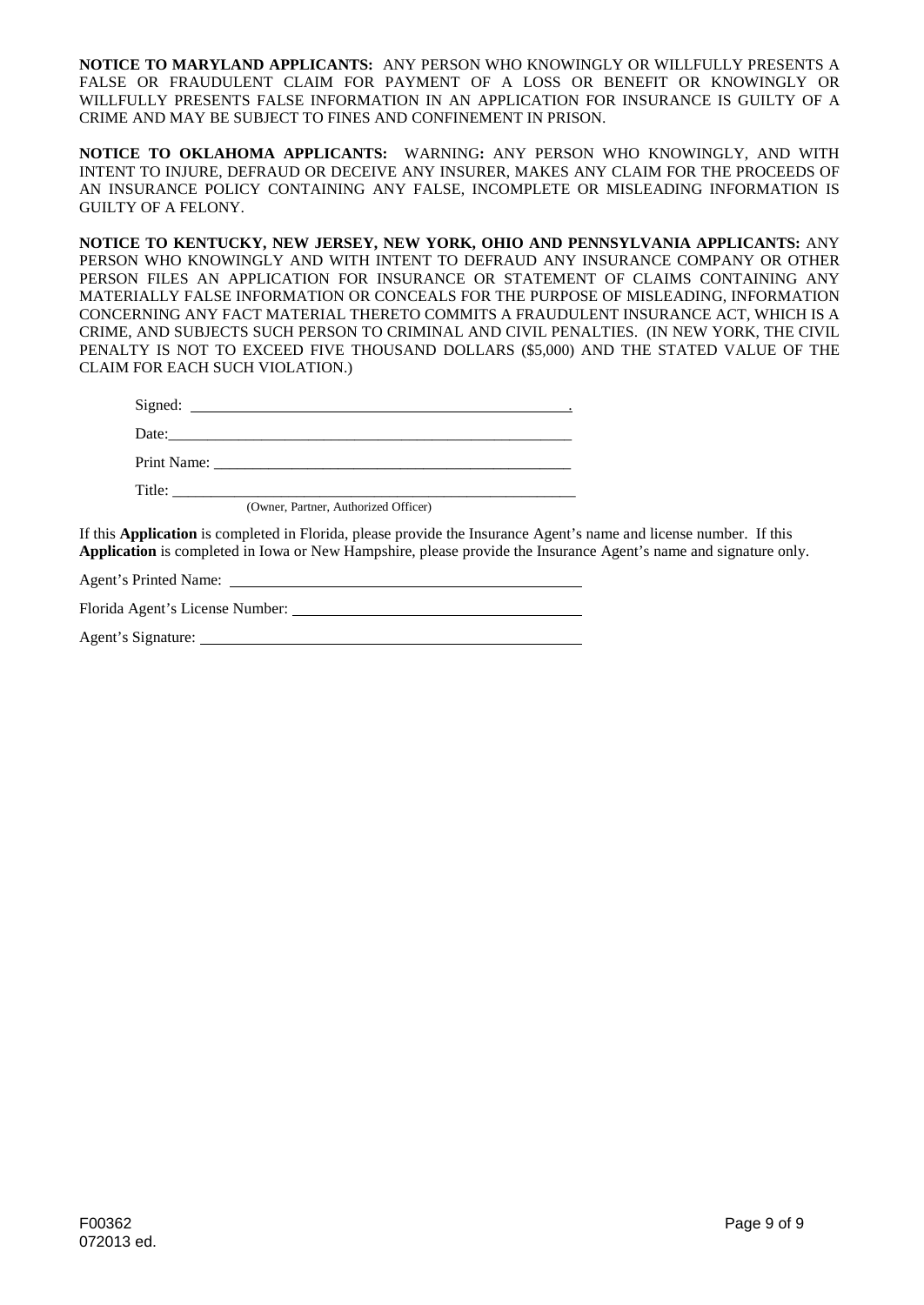**NOTICE TO MARYLAND APPLICANTS:** ANY PERSON WHO KNOWINGLY OR WILLFULLY PRESENTS A FALSE OR FRAUDULENT CLAIM FOR PAYMENT OF A LOSS OR BENEFIT OR KNOWINGLY OR WILLFULLY PRESENTS FALSE INFORMATION IN AN APPLICATION FOR INSURANCE IS GUILTY OF A CRIME AND MAY BE SUBJECT TO FINES AND CONFINEMENT IN PRISON.

**NOTICE TO OKLAHOMA APPLICANTS:** WARNING**:** ANY PERSON WHO KNOWINGLY, AND WITH INTENT TO INJURE, DEFRAUD OR DECEIVE ANY INSURER, MAKES ANY CLAIM FOR THE PROCEEDS OF AN INSURANCE POLICY CONTAINING ANY FALSE, INCOMPLETE OR MISLEADING INFORMATION IS GUILTY OF A FELONY.

**NOTICE TO KENTUCKY, NEW JERSEY, NEW YORK, OHIO AND PENNSYLVANIA APPLICANTS:** ANY PERSON WHO KNOWINGLY AND WITH INTENT TO DEFRAUD ANY INSURANCE COMPANY OR OTHER PERSON FILES AN APPLICATION FOR INSURANCE OR STATEMENT OF CLAIMS CONTAINING ANY MATERIALLY FALSE INFORMATION OR CONCEALS FOR THE PURPOSE OF MISLEADING, INFORMATION CONCERNING ANY FACT MATERIAL THERETO COMMITS A FRAUDULENT INSURANCE ACT, WHICH IS A CRIME, AND SUBJECTS SUCH PERSON TO CRIMINAL AND CIVIL PENALTIES. (IN NEW YORK, THE CIVIL PENALTY IS NOT TO EXCEED FIVE THOUSAND DOLLARS ($5,000) AND THE STATED VALUE OF THE CLAIM FOR EACH SUCH VIOLATION.)

Signed: ______________________________________________.

Date:______________________________________________

Print Name: ______________________________________________

Title: ______________________________________________
(Owner, Partner, Authorized Officer)

If this **Application** is completed in Florida, please provide the Insurance Agent's name and license number. If this **Application** is completed in Iowa or New Hampshire, please provide the Insurance Agent's name and signature only.

Agent's Printed Name: ______________________________________________

Florida Agent's License Number: ______________________________________________

Agent's Signature: ______________________________________________

F00362
072013 ed.